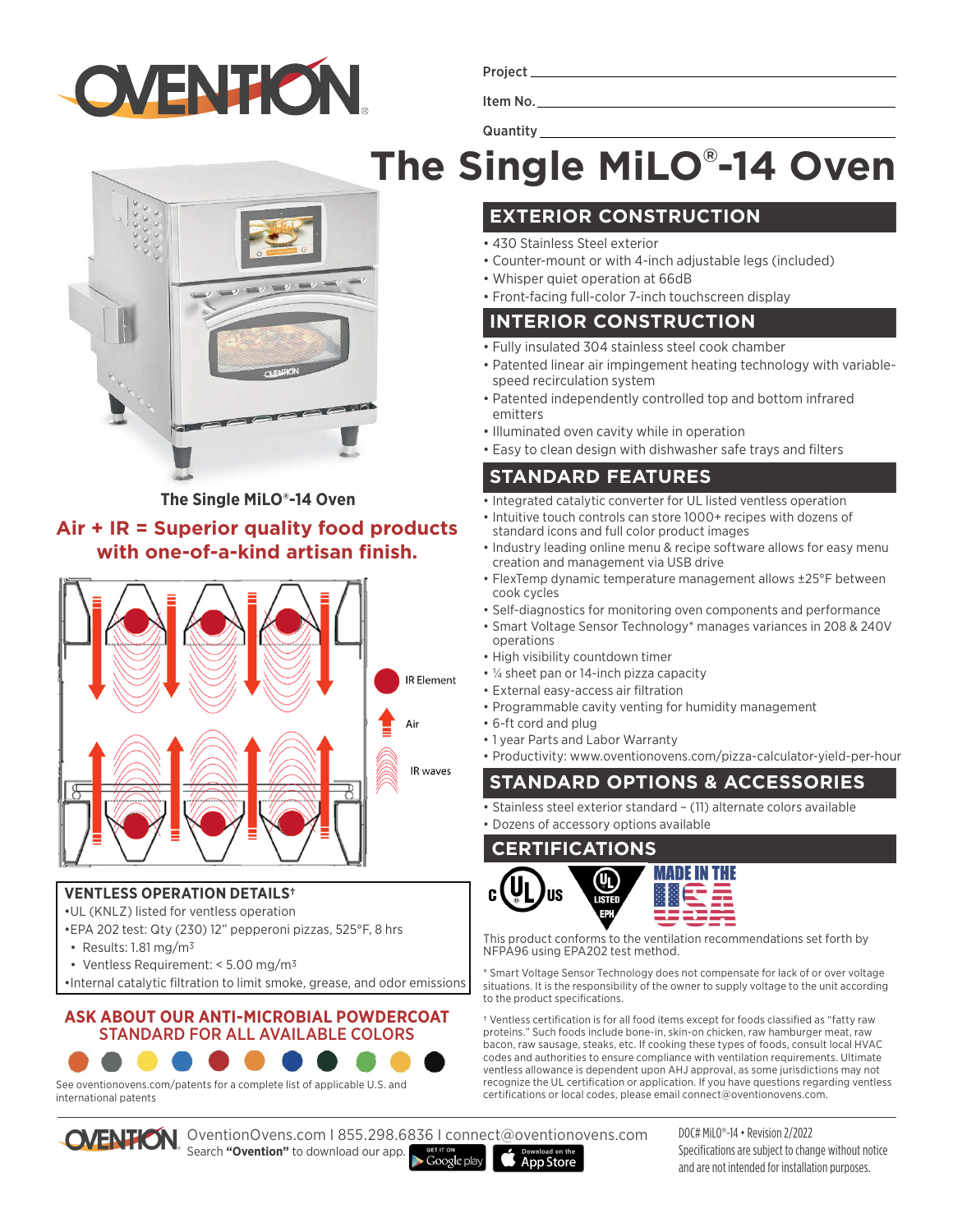Project

Item No.

Quantity

# The Single MiLO®-14 Oven

The Single MiLO®-14 Oven

**Air + IR = Superior quality food products with one-of-a-kind artisan finish.**

IR Element

Air

IR waves

### VENTLESS OPERATION DETAILS†

- UL (KNLZ) listed for ventless operation
- EPA 202 test: Qty (230) 12" pepperoni pizzas, 525°F, 8 hrs
  - Results: 1.81 mg/m³
  - Ventless Requirement: < 5.00 mg/m³
- Internal catalytic filtration to limit smoke, grease, and odor emissions

**ASK ABOUT OUR ANTI-MICROBIAL POWDERCOAT STANDARD FOR ALL AVAILABLE COLORS**

See oventionovens.com/patents for a complete list of applicable U.S. and international patents

## EXTERIOR CONSTRUCTION

- 430 Stainless Steel exterior
- Counter-mount or with 4-inch adjustable legs (included)
- Whisper quiet operation at 66dB
- Front-facing full-color 7-inch touchscreen display

## INTERIOR CONSTRUCTION

- Fully insulated 304 stainless steel cook chamber
- Patented linear air impingement heating technology with variable-speed recirculation system
- Patented independently controlled top and bottom infrared emitters
- Illuminated oven cavity while in operation
- Easy to clean design with dishwasher safe trays and filters

## STANDARD FEATURES

- Integrated catalytic converter for UL listed ventless operation
- Intuitive touch controls can store 1000+ recipes with dozens of standard icons and full color product images
- Industry leading online menu & recipe software allows for easy menu creation and management via USB drive
- FlexTemp dynamic temperature management allows ±25°F between cook cycles
- Self-diagnostics for monitoring oven components and performance
- Smart Voltage Sensor Technology* manages variances in 208 & 240V operations
- High visibility countdown timer
- ¼ sheet pan or 14-inch pizza capacity
- External easy-access air filtration
- Programmable cavity venting for humidity management
- 6-ft cord and plug
- 1 year Parts and Labor Warranty
- Productivity: www.oventionovens.com/pizza-calculator-yield-per-hour

## STANDARD OPTIONS & ACCESSORIES

- Stainless steel exterior standard – (11) alternate colors available
- Dozens of accessory options available

## CERTIFICATIONS

c UL US | UL LISTED EPH | MADE IN THE USA

This product conforms to the ventilation recommendations set forth by NFPA96 using EPA202 test method.

\* Smart Voltage Sensor Technology does not compensate for lack of or over voltage situations. It is the responsibility of the owner to supply voltage to the unit according to the product specifications.

† Ventless certification is for all food items except for foods classified as "fatty raw proteins." Such foods include bone-in, skin-on chicken, raw hamburger meat, raw bacon, raw sausage, steaks, etc. If cooking these types of foods, consult local HVAC codes and authorities to ensure compliance with ventilation requirements. Ultimate ventless allowance is dependent upon AHJ approval, as some jurisdictions may not recognize the UL certification or application. If you have questions regarding ventless certifications or local codes, please email connect@oventionovens.com.

OventionOvens.com I 855.298.6836 I connect@oventionovens.com
Search **"Ovention"** to download our app.

DOC# MiLO®-14 • Revision 2/2022
Specifications are subject to change without notice and are not intended for installation purposes.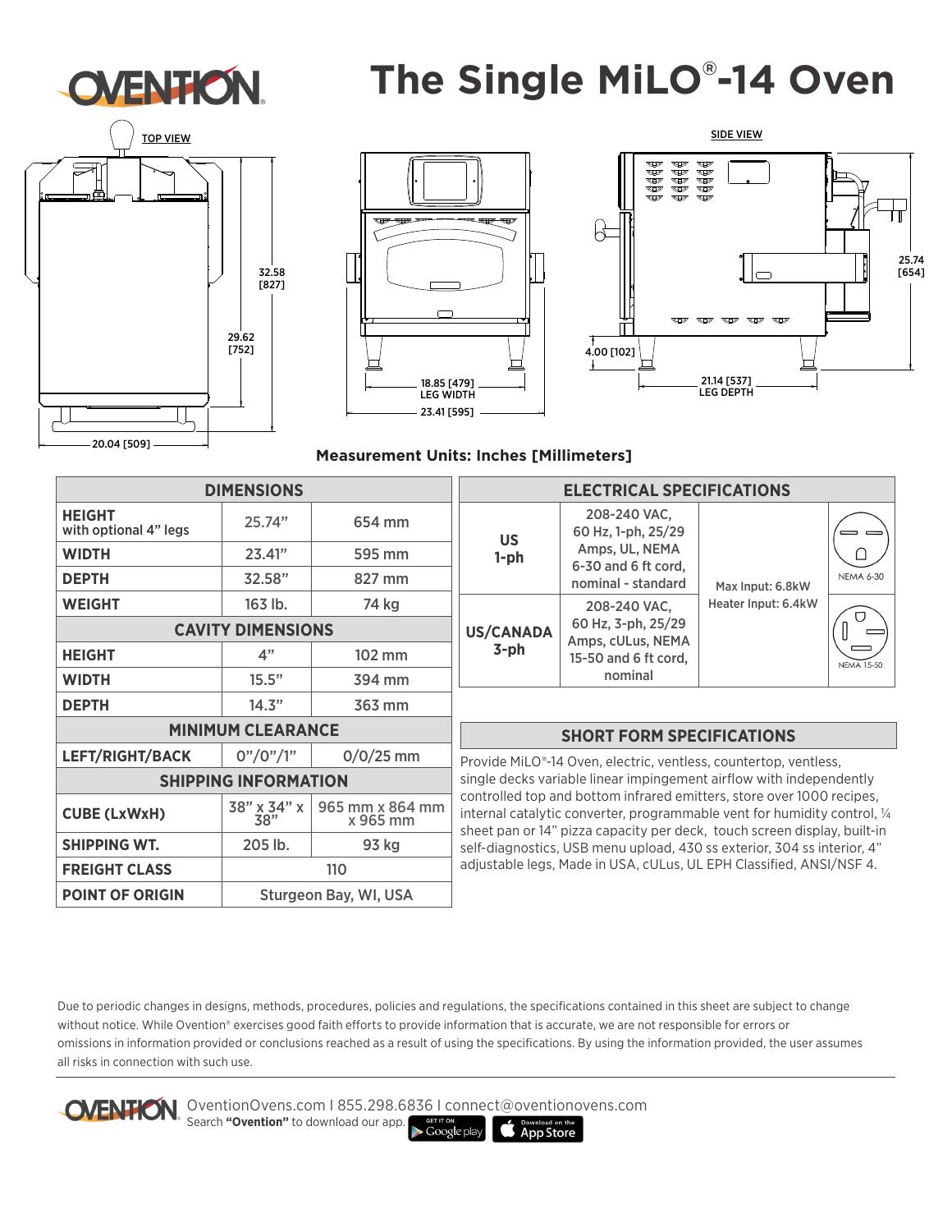# The Single MiLO®-14 Oven

TOP VIEW

SIDE VIEW

32.58 [827]

29.62 [752]

20.04 [509]

18.85 [479] LEG WIDTH

23.41 [595]

4.00 [102]

21.14 [537] LEG DEPTH

25.74 [654]

**Measurement Units: Inches [Millimeters]**

| DIMENSIONS | | |
|---|---|---|
| **HEIGHT** with optional 4" legs | 25.74" | 654 mm |
| **WIDTH** | 23.41" | 595 mm |
| **DEPTH** | 32.58" | 827 mm |
| **WEIGHT** | 163 lb. | 74 kg |
| **CAVITY DIMENSIONS** | | |
| **HEIGHT** | 4" | 102 mm |
| **WIDTH** | 15.5" | 394 mm |
| **DEPTH** | 14.3" | 363 mm |
| **MINIMUM CLEARANCE** | | |
| **LEFT/RIGHT/BACK** | 0"/0"/1" | 0/0/25 mm |
| **SHIPPING INFORMATION** | | |
| **CUBE (LxWxH)** | 38" x 34" x 38" | 965 mm x 864 mm x 965 mm |
| **SHIPPING WT.** | 205 lb. | 93 kg |
| **FREIGHT CLASS** | 110 | |
| **POINT OF ORIGIN** | Sturgeon Bay, WI, USA | |

| ELECTRICAL SPECIFICATIONS | | | |
|---|---|---|---|
| **US 1-ph** | 208-240 VAC, 60 Hz, 1-ph, 25/29 Amps, UL, NEMA 6-30 and 6 ft cord, nominal - standard | Max Input: 6.8kW Heater Input: 6.4kW | NEMA 6-30 |
| **US/CANADA 3-ph** | 208-240 VAC, 60 Hz, 3-ph, 25/29 Amps, cULus, NEMA 15-50 and 6 ft cord, nominal | | NEMA 15-50 |

## SHORT FORM SPECIFICATIONS

Provide MiLO®-14 Oven, electric, ventless, countertop, ventless, single decks variable linear impingement airflow with independently controlled top and bottom infrared emitters, store over 1000 recipes, internal catalytic converter, programmable vent for humidity control, ¼ sheet pan or 14" pizza capacity per deck, touch screen display, built-in self-diagnostics, USB menu upload, 430 ss exterior, 304 ss interior, 4" adjustable legs, Made in USA, cULus, UL EPH Classified, ANSI/NSF 4.

Due to periodic changes in designs, methods, procedures, policies and regulations, the specifications contained in this sheet are subject to change without notice. While Ovention® exercises good faith efforts to provide information that is accurate, we are not responsible for errors or omissions in information provided or conclusions reached as a result of using the specifications. By using the information provided, the user assumes all risks in connection with such use.

OventionOvens.com I 855.298.6836 I connect@oventionovens.com

Search **"Ovention"** to download our app.